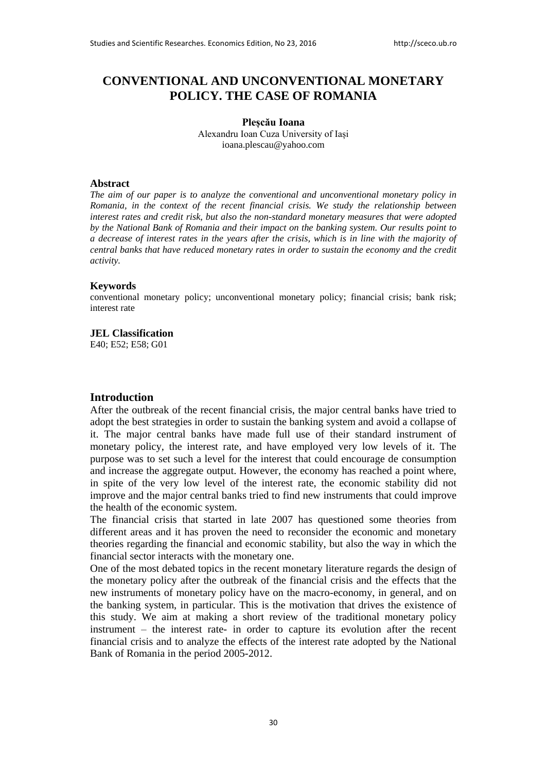# CONVENTIONAL AND UNCONVENTIONAL MONETARY POLICY. THE CASE OF ROMANIA

**Pleşcău Ioana**
Alexandru Ioan Cuza University of Iași
ioana.plescau@yahoo.com

## Abstract

*The aim of our paper is to analyze the conventional and unconventional monetary policy in Romania, in the context of the recent financial crisis. We study the relationship between interest rates and credit risk, but also the non-standard monetary measures that were adopted by the National Bank of Romania and their impact on the banking system. Our results point to a decrease of interest rates in the years after the crisis, which is in line with the majority of central banks that have reduced monetary rates in order to sustain the economy and the credit activity.*

## Keywords

conventional monetary policy; unconventional monetary policy; financial crisis; bank risk; interest rate

## JEL Classification

E40; E52; E58; G01

## Introduction

After the outbreak of the recent financial crisis, the major central banks have tried to adopt the best strategies in order to sustain the banking system and avoid a collapse of it. The major central banks have made full use of their standard instrument of monetary policy, the interest rate, and have employed very low levels of it. The purpose was to set such a level for the interest that could encourage de consumption and increase the aggregate output. However, the economy has reached a point where, in spite of the very low level of the interest rate, the economic stability did not improve and the major central banks tried to find new instruments that could improve the health of the economic system.

The financial crisis that started in late 2007 has questioned some theories from different areas and it has proven the need to reconsider the economic and monetary theories regarding the financial and economic stability, but also the way in which the financial sector interacts with the monetary one.

One of the most debated topics in the recent monetary literature regards the design of the monetary policy after the outbreak of the financial crisis and the effects that the new instruments of monetary policy have on the macro-economy, in general, and on the banking system, in particular. This is the motivation that drives the existence of this study. We aim at making a short review of the traditional monetary policy instrument – the interest rate- in order to capture its evolution after the recent financial crisis and to analyze the effects of the interest rate adopted by the National Bank of Romania in the period 2005-2012.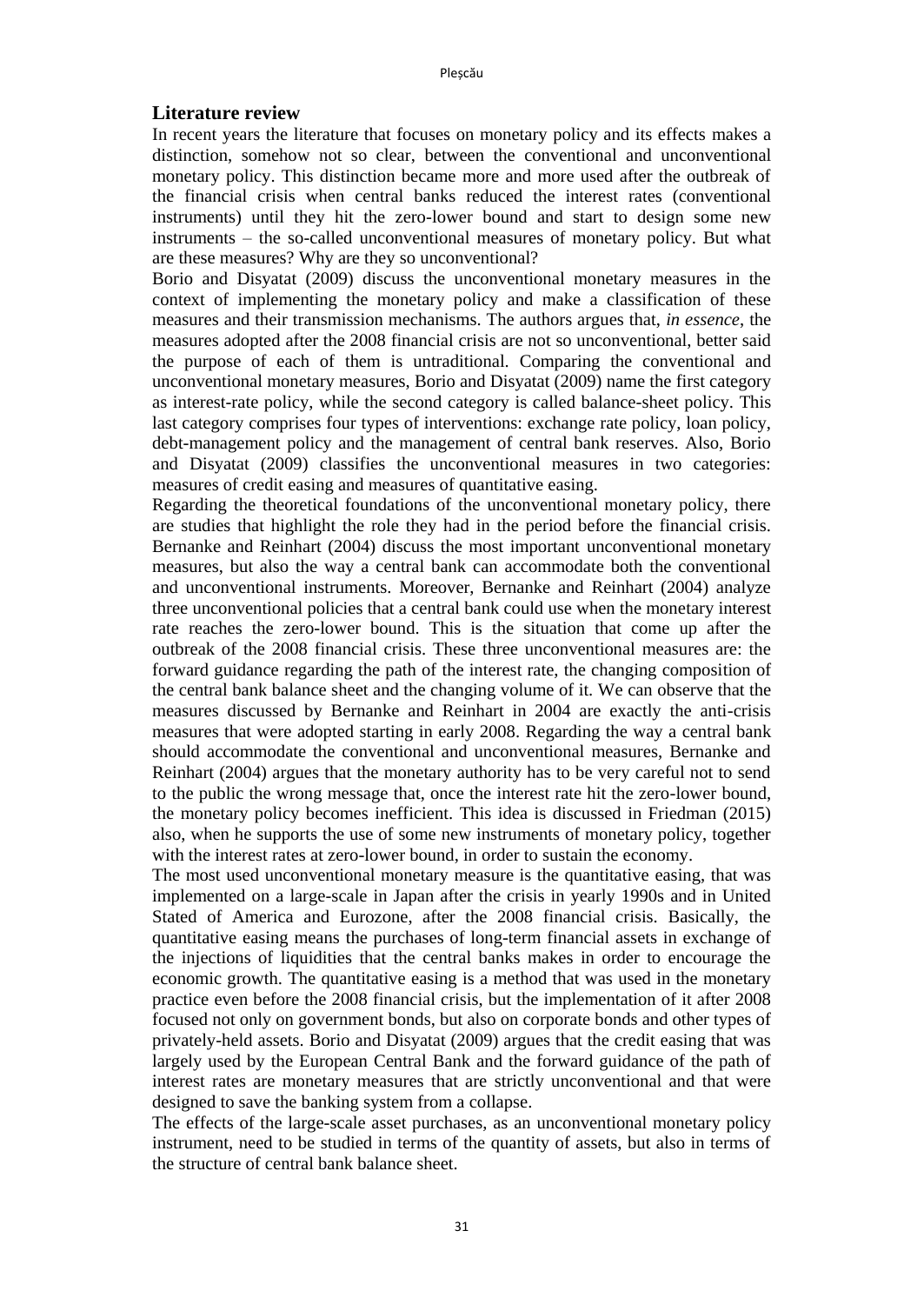## Literature review

In recent years the literature that focuses on monetary policy and its effects makes a distinction, somehow not so clear, between the conventional and unconventional monetary policy. This distinction became more and more used after the outbreak of the financial crisis when central banks reduced the interest rates (conventional instruments) until they hit the zero-lower bound and start to design some new instruments – the so-called unconventional measures of monetary policy. But what are these measures? Why are they so unconventional?

Borio and Disyatat (2009) discuss the unconventional monetary measures in the context of implementing the monetary policy and make a classification of these measures and their transmission mechanisms. The authors argues that, *in essence*, the measures adopted after the 2008 financial crisis are not so unconventional, better said the purpose of each of them is untraditional. Comparing the conventional and unconventional monetary measures, Borio and Disyatat (2009) name the first category as interest-rate policy, while the second category is called balance-sheet policy. This last category comprises four types of interventions: exchange rate policy, loan policy, debt-management policy and the management of central bank reserves. Also, Borio and Disyatat (2009) classifies the unconventional measures in two categories: measures of credit easing and measures of quantitative easing.

Regarding the theoretical foundations of the unconventional monetary policy, there are studies that highlight the role they had in the period before the financial crisis. Bernanke and Reinhart (2004) discuss the most important unconventional monetary measures, but also the way a central bank can accommodate both the conventional and unconventional instruments. Moreover, Bernanke and Reinhart (2004) analyze three unconventional policies that a central bank could use when the monetary interest rate reaches the zero-lower bound. This is the situation that come up after the outbreak of the 2008 financial crisis. These three unconventional measures are: the forward guidance regarding the path of the interest rate, the changing composition of the central bank balance sheet and the changing volume of it. We can observe that the measures discussed by Bernanke and Reinhart in 2004 are exactly the anti-crisis measures that were adopted starting in early 2008. Regarding the way a central bank should accommodate the conventional and unconventional measures, Bernanke and Reinhart (2004) argues that the monetary authority has to be very careful not to send to the public the wrong message that, once the interest rate hit the zero-lower bound, the monetary policy becomes inefficient. This idea is discussed in Friedman (2015) also, when he supports the use of some new instruments of monetary policy, together with the interest rates at zero-lower bound, in order to sustain the economy.

The most used unconventional monetary measure is the quantitative easing, that was implemented on a large-scale in Japan after the crisis in yearly 1990s and in United Stated of America and Eurozone, after the 2008 financial crisis. Basically, the quantitative easing means the purchases of long-term financial assets in exchange of the injections of liquidities that the central banks makes in order to encourage the economic growth. The quantitative easing is a method that was used in the monetary practice even before the 2008 financial crisis, but the implementation of it after 2008 focused not only on government bonds, but also on corporate bonds and other types of privately-held assets. Borio and Disyatat (2009) argues that the credit easing that was largely used by the European Central Bank and the forward guidance of the path of interest rates are monetary measures that are strictly unconventional and that were designed to save the banking system from a collapse.

The effects of the large-scale asset purchases, as an unconventional monetary policy instrument, need to be studied in terms of the quantity of assets, but also in terms of the structure of central bank balance sheet.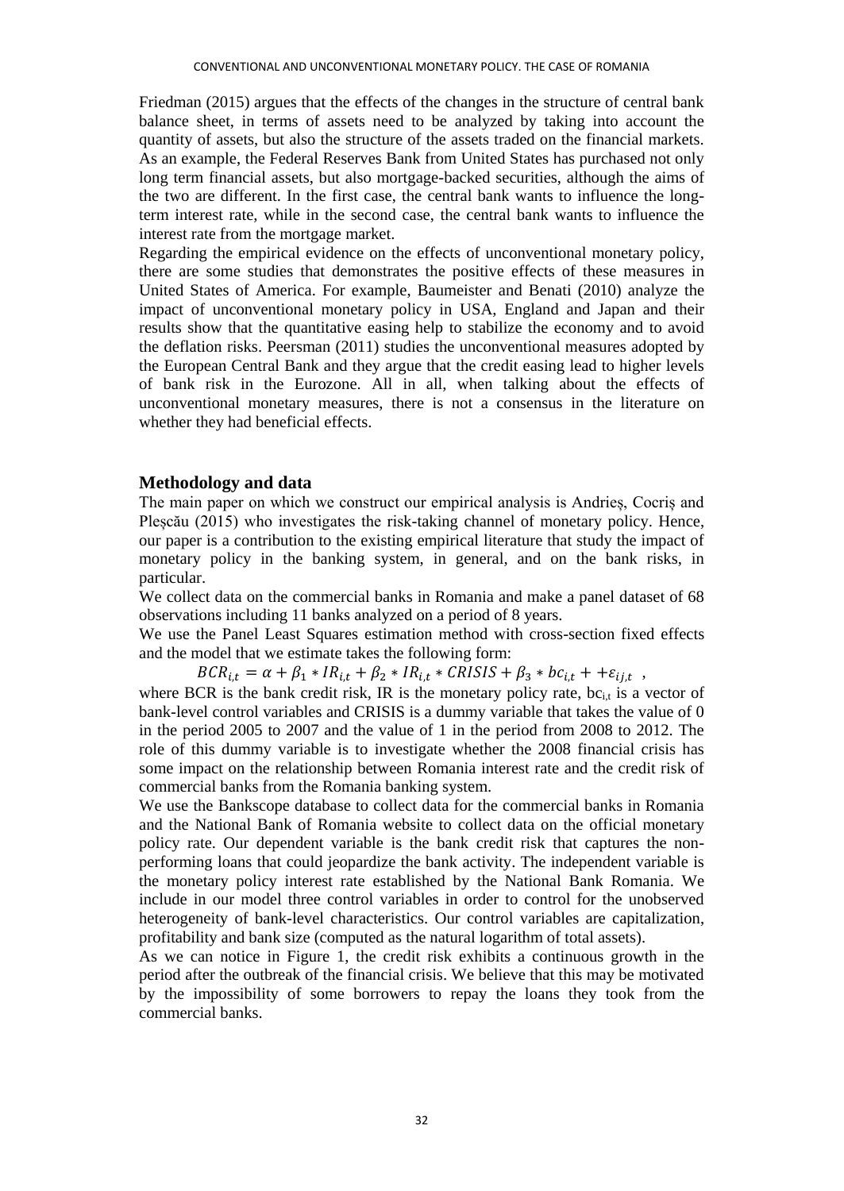Friedman (2015) argues that the effects of the changes in the structure of central bank balance sheet, in terms of assets need to be analyzed by taking into account the quantity of assets, but also the structure of the assets traded on the financial markets. As an example, the Federal Reserves Bank from United States has purchased not only long term financial assets, but also mortgage-backed securities, although the aims of the two are different. In the first case, the central bank wants to influence the long-term interest rate, while in the second case, the central bank wants to influence the interest rate from the mortgage market.

Regarding the empirical evidence on the effects of unconventional monetary policy, there are some studies that demonstrates the positive effects of these measures in United States of America. For example, Baumeister and Benati (2010) analyze the impact of unconventional monetary policy in USA, England and Japan and their results show that the quantitative easing help to stabilize the economy and to avoid the deflation risks. Peersman (2011) studies the unconventional measures adopted by the European Central Bank and they argue that the credit easing lead to higher levels of bank risk in the Eurozone. All in all, when talking about the effects of unconventional monetary measures, there is not a consensus in the literature on whether they had beneficial effects.

## Methodology and data

The main paper on which we construct our empirical analysis is Andrieș, Cocriș and Pleșcău (2015) who investigates the risk-taking channel of monetary policy. Hence, our paper is a contribution to the existing empirical literature that study the impact of monetary policy in the banking system, in general, and on the bank risks, in particular.

We collect data on the commercial banks in Romania and make a panel dataset of 68 observations including 11 banks analyzed on a period of 8 years.

We use the Panel Least Squares estimation method with cross-section fixed effects and the model that we estimate takes the following form:

$$BCR_{i,t} = \alpha + \beta_1 * IR_{i,t} + \beta_2 * IR_{i,t} * CRISIS + \beta_3 * bc_{i,t} + +\varepsilon_{ij,t} \ ,$$

where BCR is the bank credit risk, IR is the monetary policy rate, $bc_{i,t}$ is a vector of bank-level control variables and CRISIS is a dummy variable that takes the value of 0 in the period 2005 to 2007 and the value of 1 in the period from 2008 to 2012. The role of this dummy variable is to investigate whether the 2008 financial crisis has some impact on the relationship between Romania interest rate and the credit risk of commercial banks from the Romania banking system.

We use the Bankscope database to collect data for the commercial banks in Romania and the National Bank of Romania website to collect data on the official monetary policy rate. Our dependent variable is the bank credit risk that captures the non-performing loans that could jeopardize the bank activity. The independent variable is the monetary policy interest rate established by the National Bank Romania. We include in our model three control variables in order to control for the unobserved heterogeneity of bank-level characteristics. Our control variables are capitalization, profitability and bank size (computed as the natural logarithm of total assets).

As we can notice in Figure 1, the credit risk exhibits a continuous growth in the period after the outbreak of the financial crisis. We believe that this may be motivated by the impossibility of some borrowers to repay the loans they took from the commercial banks.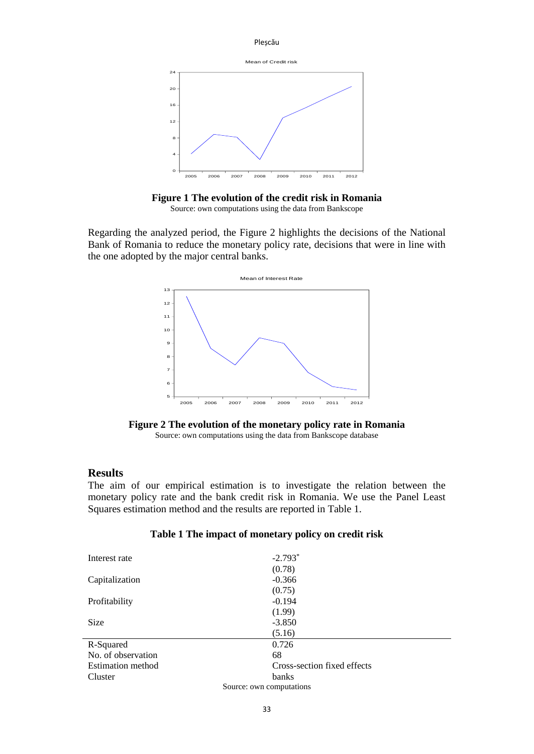**Figure 1 The evolution of the credit risk in Romania**

Source: own computations using the data from Bankscope

Regarding the analyzed period, the Figure 2 highlights the decisions of the National Bank of Romania to reduce the monetary policy rate, decisions that were in line with the one adopted by the major central banks.

**Figure 2 The evolution of the monetary policy rate in Romania**

Source: own computations using the data from Bankscope database

## Results

The aim of our empirical estimation is to investigate the relation between the monetary policy rate and the bank credit risk in Romania. We use the Panel Least Squares estimation method and the results are reported in Table 1.

**Table 1 The impact of monetary policy on credit risk**

| | |
|---|---|
| Interest rate | -2.793* |
| | (0.78) |
| Capitalization | -0.366 |
| | (0.75) |
| Profitability | -0.194 |
| | (1.99) |
| Size | -3.850 |
| | (5.16) |
| R-Squared | 0.726 |
| No. of observation | 68 |
| Estimation method | Cross-section fixed effects |
| Cluster | banks |

Source: own computations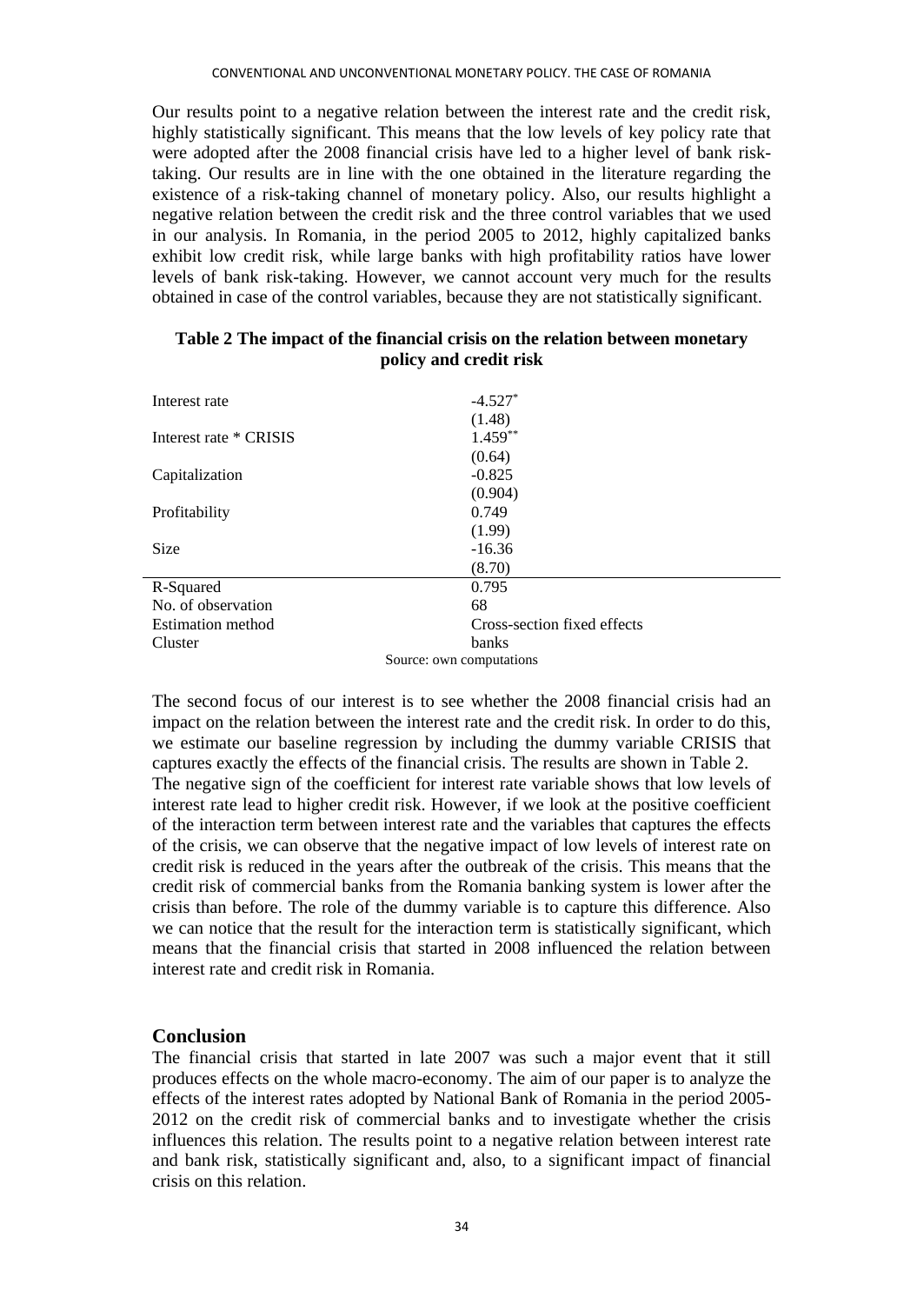Our results point to a negative relation between the interest rate and the credit risk, highly statistically significant. This means that the low levels of key policy rate that were adopted after the 2008 financial crisis have led to a higher level of bank risk-taking. Our results are in line with the one obtained in the literature regarding the existence of a risk-taking channel of monetary policy. Also, our results highlight a negative relation between the credit risk and the three control variables that we used in our analysis. In Romania, in the period 2005 to 2012, highly capitalized banks exhibit low credit risk, while large banks with high profitability ratios have lower levels of bank risk-taking. However, we cannot account very much for the results obtained in case of the control variables, because they are not statistically significant.

**Table 2 The impact of the financial crisis on the relation between monetary policy and credit risk**

| | |
|---|---|
| Interest rate | -4.527* |
| | (1.48) |
| Interest rate * CRISIS | 1.459** |
| | (0.64) |
| Capitalization | -0.825 |
| | (0.904) |
| Profitability | 0.749 |
| | (1.99) |
| Size | -16.36 |
| | (8.70) |
| R-Squared | 0.795 |
| No. of observation | 68 |
| Estimation method | Cross-section fixed effects |
| Cluster | banks |

Source: own computations

The second focus of our interest is to see whether the 2008 financial crisis had an impact on the relation between the interest rate and the credit risk. In order to do this, we estimate our baseline regression by including the dummy variable CRISIS that captures exactly the effects of the financial crisis. The results are shown in Table 2.
The negative sign of the coefficient for interest rate variable shows that low levels of interest rate lead to higher credit risk. However, if we look at the positive coefficient of the interaction term between interest rate and the variables that captures the effects of the crisis, we can observe that the negative impact of low levels of interest rate on credit risk is reduced in the years after the outbreak of the crisis. This means that the credit risk of commercial banks from the Romania banking system is lower after the crisis than before. The role of the dummy variable is to capture this difference. Also we can notice that the result for the interaction term is statistically significant, which means that the financial crisis that started in 2008 influenced the relation between interest rate and credit risk in Romania.

## Conclusion

The financial crisis that started in late 2007 was such a major event that it still produces effects on the whole macro-economy. The aim of our paper is to analyze the effects of the interest rates adopted by National Bank of Romania in the period 2005-2012 on the credit risk of commercial banks and to investigate whether the crisis influences this relation. The results point to a negative relation between interest rate and bank risk, statistically significant and, also, to a significant impact of financial crisis on this relation.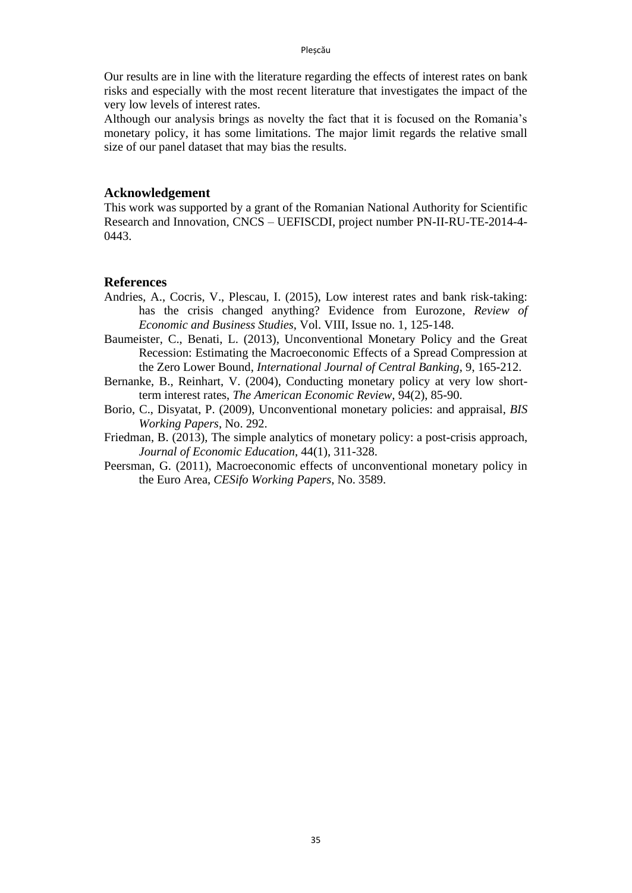Our results are in line with the literature regarding the effects of interest rates on bank risks and especially with the most recent literature that investigates the impact of the very low levels of interest rates.

Although our analysis brings as novelty the fact that it is focused on the Romania's monetary policy, it has some limitations. The major limit regards the relative small size of our panel dataset that may bias the results.

## Acknowledgement

This work was supported by a grant of the Romanian National Authority for Scientific Research and Innovation, CNCS – UEFISCDI, project number PN-II-RU-TE-2014-4-0443.

## References

Andries, A., Cocris, V., Plescau, I. (2015), Low interest rates and bank risk-taking: has the crisis changed anything? Evidence from Eurozone, *Review of Economic and Business Studies*, Vol. VIII, Issue no. 1, 125-148.

Baumeister, C., Benati, L. (2013), Unconventional Monetary Policy and the Great Recession: Estimating the Macroeconomic Effects of a Spread Compression at the Zero Lower Bound, *International Journal of Central Banking*, 9, 165-212.

Bernanke, B., Reinhart, V. (2004), Conducting monetary policy at very low short-term interest rates, *The American Economic Review*, 94(2), 85-90.

Borio, C., Disyatat, P. (2009), Unconventional monetary policies: and appraisal, *BIS Working Papers*, No. 292.

Friedman, B. (2013), The simple analytics of monetary policy: a post-crisis approach, *Journal of Economic Education*, 44(1), 311-328.

Peersman, G. (2011), Macroeconomic effects of unconventional monetary policy in the Euro Area, *CESifo Working Papers*, No. 3589.